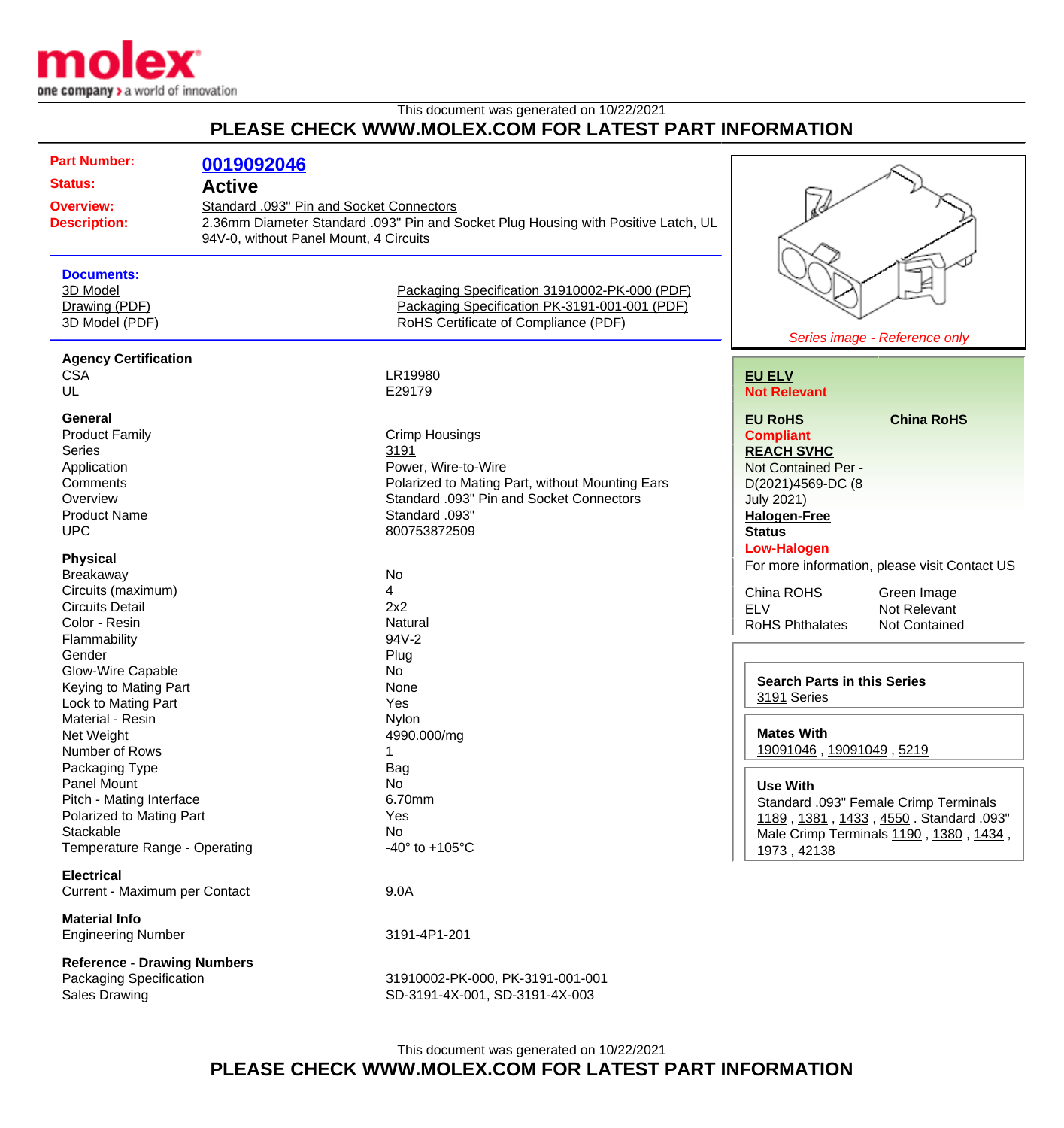molex
one company > a world of innovation

This document was generated on 10/22/2021

**PLEASE CHECK WWW.MOLEX.COM FOR LATEST PART INFORMATION**

**Part Number:** 0019092046

**Status:** Active

**Overview:** Standard .093" Pin and Socket Connectors

**Description:** 2.36mm Diameter Standard .093" Pin and Socket Plug Housing with Positive Latch, UL 94V-0, without Panel Mount, 4 Circuits

**Documents:**

- 3D Model
- Drawing (PDF)
- 3D Model (PDF)
- Packaging Specification 31910002-PK-000 (PDF)
- Packaging Specification PK-3191-001-001 (PDF)
- RoHS Certificate of Compliance (PDF)

*Series image - Reference only*

**Agency Certification**

| | |
|---|---|
| CSA | LR19980 |
| UL | E29179 |

**General**

| | |
|---|---|
| Product Family | Crimp Housings |
| Series | 3191 |
| Application | Power, Wire-to-Wire |
| Comments | Polarized to Mating Part, without Mounting Ears |
| Overview | Standard .093" Pin and Socket Connectors |
| Product Name | Standard .093" |
| UPC | 800753872509 |

**Physical**

| | |
|---|---|
| Breakaway | No |
| Circuits (maximum) | 4 |
| Circuits Detail | 2x2 |
| Color - Resin | Natural |
| Flammability | 94V-2 |
| Gender | Plug |
| Glow-Wire Capable | No |
| Keying to Mating Part | None |
| Lock to Mating Part | Yes |
| Material - Resin | Nylon |
| Net Weight | 4990.000/mg |
| Number of Rows | 1 |
| Packaging Type | Bag |
| Panel Mount | No |
| Pitch - Mating Interface | 6.70mm |
| Polarized to Mating Part | Yes |
| Stackable | No |
| Temperature Range - Operating | -40° to +105°C |

**Electrical**

| | |
|---|---|
| Current - Maximum per Contact | 9.0A |

**Material Info**

| | |
|---|---|
| Engineering Number | 3191-4P1-201 |

**Reference - Drawing Numbers**

| | |
|---|---|
| Packaging Specification | 31910002-PK-000, PK-3191-001-001 |
| Sales Drawing | SD-3191-4X-001, SD-3191-4X-003 |

**EU ELV**
**Not Relevant**

**EU RoHS**
**Compliant**

**China RoHS**

**REACH SVHC**
Not Contained Per - D(2021)4569-DC (8 July 2021)

**Halogen-Free Status**
**Low-Halogen**

For more information, please visit Contact US

| | |
|---|---|
| China ROHS | Green Image |
| ELV | Not Relevant |
| RoHS Phthalates | Not Contained |

**Search Parts in this Series**
3191 Series

**Mates With**
19091046 , 19091049 , 5219

**Use With**
Standard .093" Female Crimp Terminals 1189 , 1381 , 1433 , 4550 . Standard .093" Male Crimp Terminals 1190 , 1380 , 1434 , 1973 , 42138

This document was generated on 10/22/2021

**PLEASE CHECK WWW.MOLEX.COM FOR LATEST PART INFORMATION**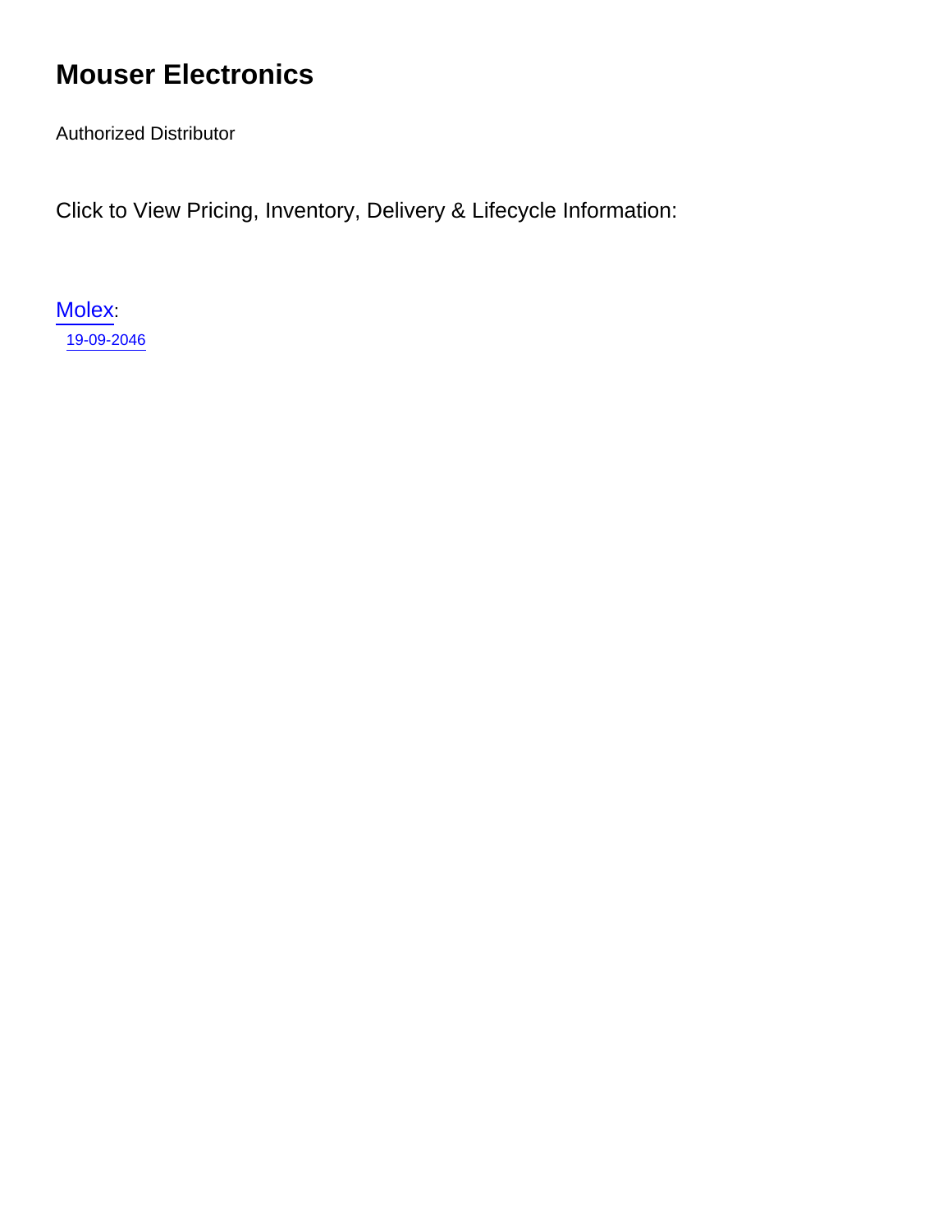# Mouser Electronics

Authorized Distributor

Click to View Pricing, Inventory, Delivery & Lifecycle Information:

Molex:

19-09-2046